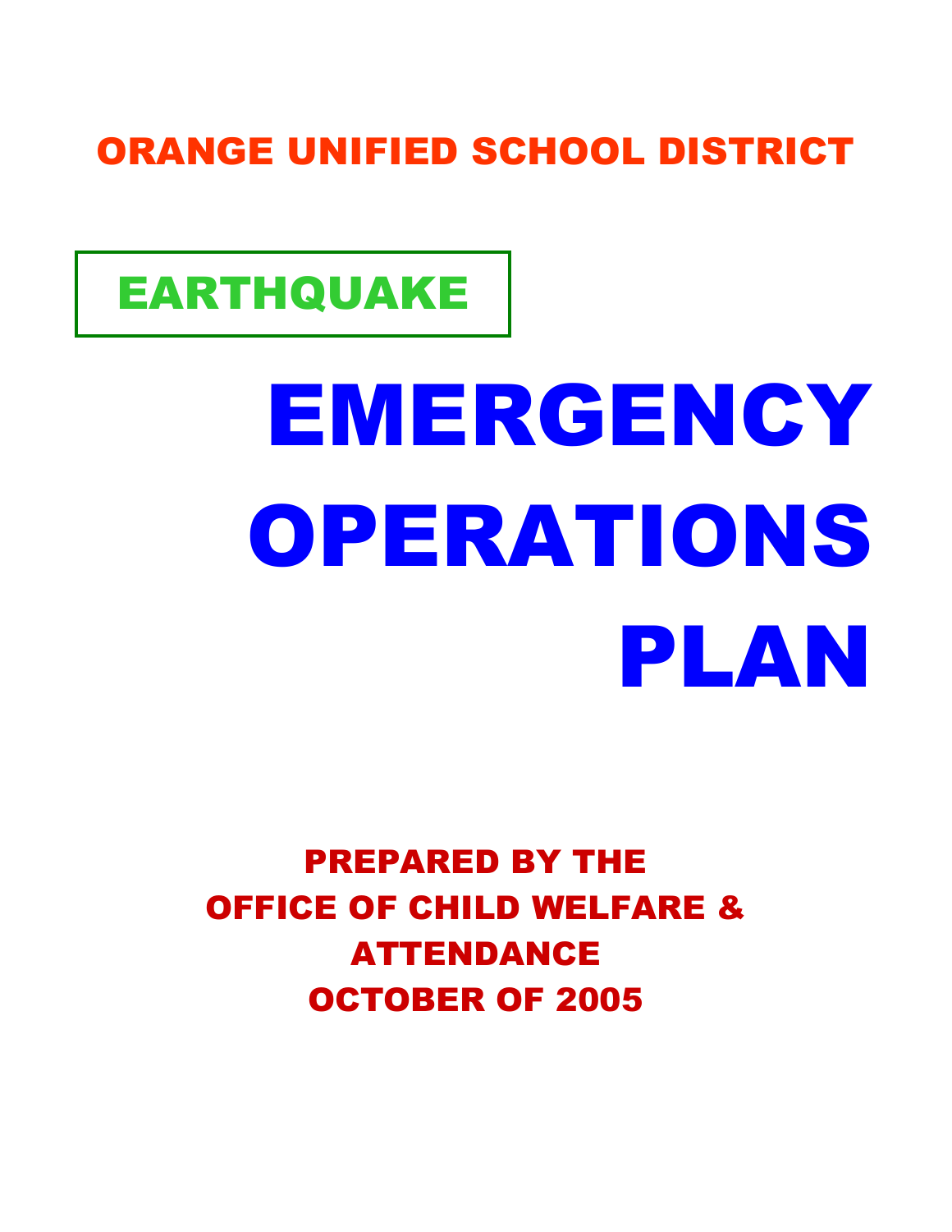# ORANGE UNIFIED SCHOOL DISTRICT

## EARTHQUAKE

# EMERGENCY OPERATIONS PLAN

**PREPARED BY THE OFFICE OF CHILD WELFARE & ATTENDANCE**

**OCTOBER OF 2005**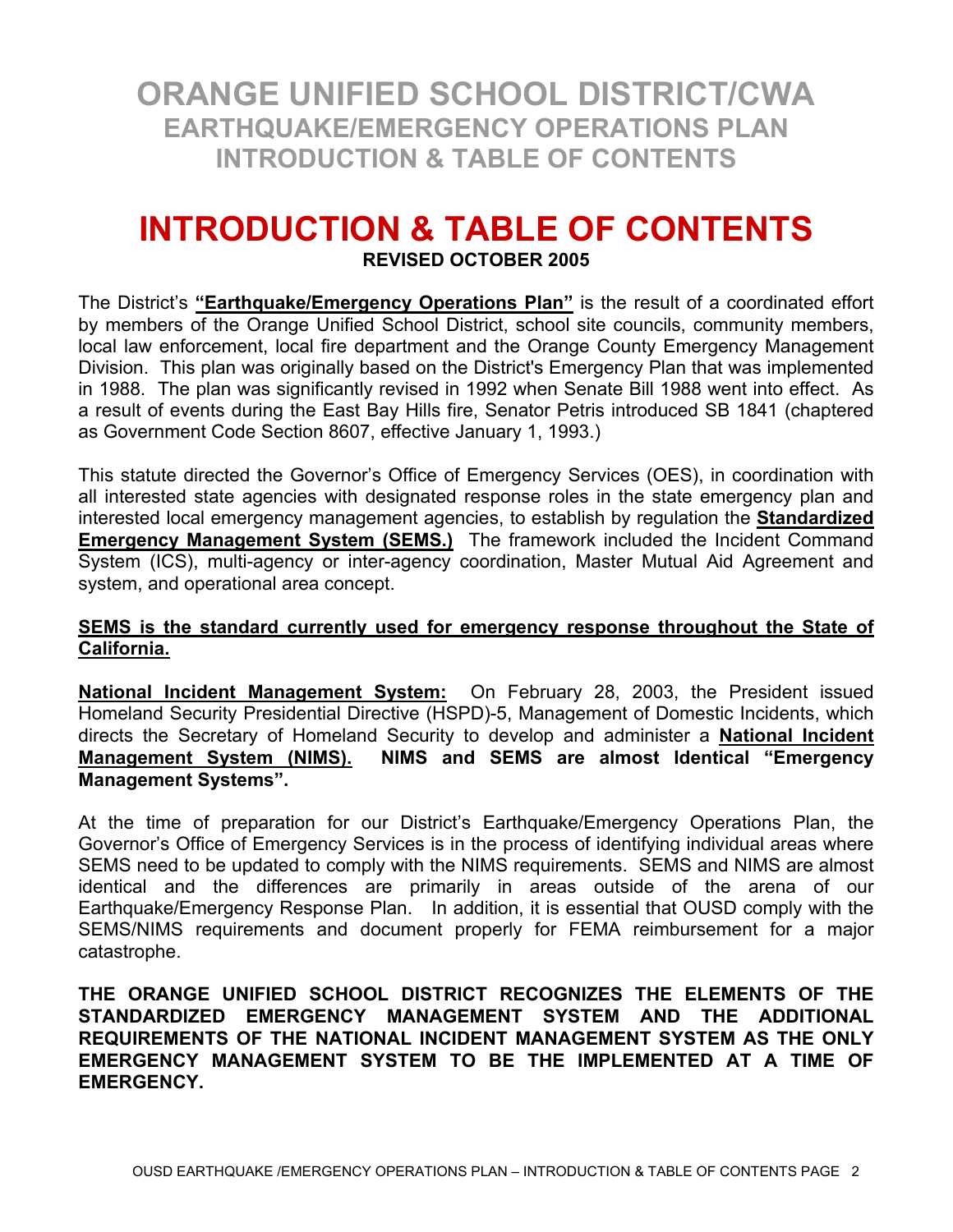# ORANGE UNIFIED SCHOOL DISTRICT/CWA
## EARTHQUAKE/EMERGENCY OPERATIONS PLAN
## INTRODUCTION & TABLE OF CONTENTS

# INTRODUCTION & TABLE OF CONTENTS

**REVISED OCTOBER 2005**

The District's **"Earthquake/Emergency Operations Plan"** is the result of a coordinated effort by members of the Orange Unified School District, school site councils, community members, local law enforcement, local fire department and the Orange County Emergency Management Division. This plan was originally based on the District's Emergency Plan that was implemented in 1988. The plan was significantly revised in 1992 when Senate Bill 1988 went into effect. As a result of events during the East Bay Hills fire, Senator Petris introduced SB 1841 (chaptered as Government Code Section 8607, effective January 1, 1993.)

This statute directed the Governor's Office of Emergency Services (OES), in coordination with all interested state agencies with designated response roles in the state emergency plan and interested local emergency management agencies, to establish by regulation the **Standardized Emergency Management System (SEMS.)** The framework included the Incident Command System (ICS), multi-agency or inter-agency coordination, Master Mutual Aid Agreement and system, and operational area concept.

**SEMS is the standard currently used for emergency response throughout the State of California.**

**National Incident Management System:** On February 28, 2003, the President issued Homeland Security Presidential Directive (HSPD)-5, Management of Domestic Incidents, which directs the Secretary of Homeland Security to develop and administer a **National Incident Management System (NIMS). NIMS and SEMS are almost Identical "Emergency Management Systems".**

At the time of preparation for our District's Earthquake/Emergency Operations Plan, the Governor's Office of Emergency Services is in the process of identifying individual areas where SEMS need to be updated to comply with the NIMS requirements. SEMS and NIMS are almost identical and the differences are primarily in areas outside of the arena of our Earthquake/Emergency Response Plan. In addition, it is essential that OUSD comply with the SEMS/NIMS requirements and document properly for FEMA reimbursement for a major catastrophe.

**THE ORANGE UNIFIED SCHOOL DISTRICT RECOGNIZES THE ELEMENTS OF THE STANDARDIZED EMERGENCY MANAGEMENT SYSTEM AND THE ADDITIONAL REQUIREMENTS OF THE NATIONAL INCIDENT MANAGEMENT SYSTEM AS THE ONLY EMERGENCY MANAGEMENT SYSTEM TO BE THE IMPLEMENTED AT A TIME OF EMERGENCY.**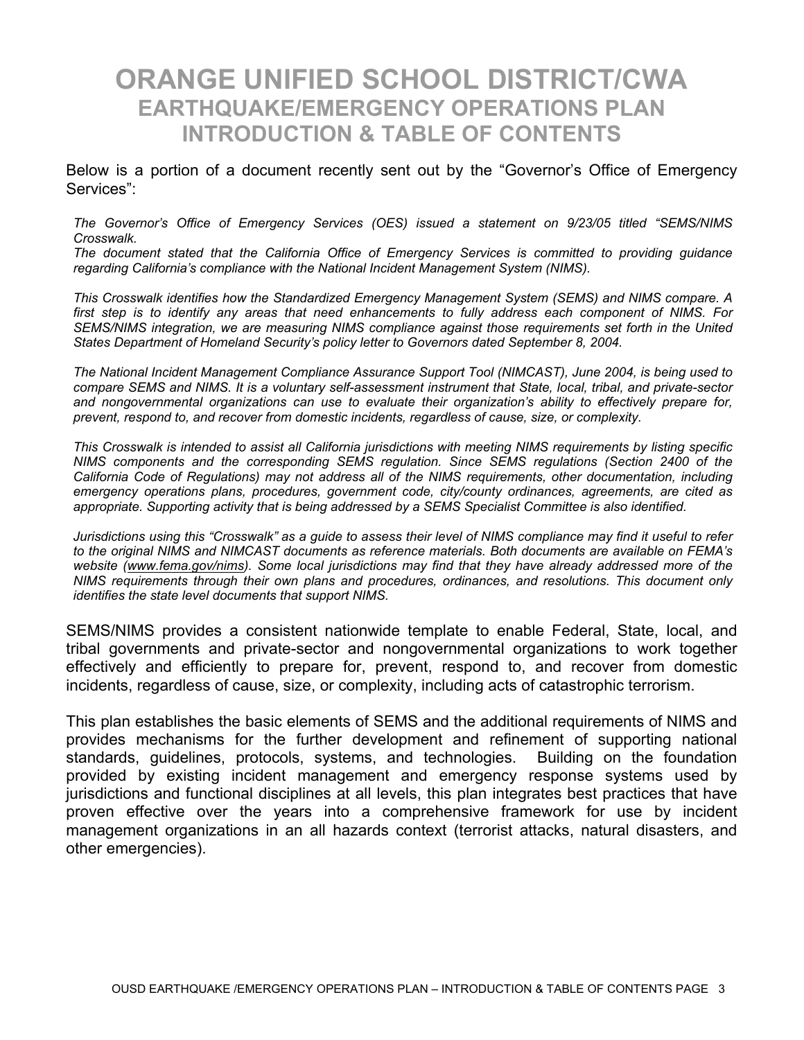# ORANGE UNIFIED SCHOOL DISTRICT/CWA

## EARTHQUAKE/EMERGENCY OPERATIONS PLAN

## INTRODUCTION & TABLE OF CONTENTS

Below is a portion of a document recently sent out by the "Governor's Office of Emergency Services":

*The Governor's Office of Emergency Services (OES) issued a statement on 9/23/05 titled "SEMS/NIMS Crosswalk.*
*The document stated that the California Office of Emergency Services is committed to providing guidance regarding California's compliance with the National Incident Management System (NIMS).*

*This Crosswalk identifies how the Standardized Emergency Management System (SEMS) and NIMS compare. A first step is to identify any areas that need enhancements to fully address each component of NIMS. For SEMS/NIMS integration, we are measuring NIMS compliance against those requirements set forth in the United States Department of Homeland Security's policy letter to Governors dated September 8, 2004.*

*The National Incident Management Compliance Assurance Support Tool (NIMCAST), June 2004, is being used to compare SEMS and NIMS. It is a voluntary self-assessment instrument that State, local, tribal, and private-sector and nongovernmental organizations can use to evaluate their organization's ability to effectively prepare for, prevent, respond to, and recover from domestic incidents, regardless of cause, size, or complexity.*

*This Crosswalk is intended to assist all California jurisdictions with meeting NIMS requirements by listing specific NIMS components and the corresponding SEMS regulation. Since SEMS regulations (Section 2400 of the California Code of Regulations) may not address all of the NIMS requirements, other documentation, including emergency operations plans, procedures, government code, city/county ordinances, agreements, are cited as appropriate. Supporting activity that is being addressed by a SEMS Specialist Committee is also identified.*

*Jurisdictions using this "Crosswalk" as a guide to assess their level of NIMS compliance may find it useful to refer to the original NIMS and NIMCAST documents as reference materials. Both documents are available on FEMA's website (www.fema.gov/nims). Some local jurisdictions may find that they have already addressed more of the NIMS requirements through their own plans and procedures, ordinances, and resolutions. This document only identifies the state level documents that support NIMS.*

SEMS/NIMS provides a consistent nationwide template to enable Federal, State, local, and tribal governments and private-sector and nongovernmental organizations to work together effectively and efficiently to prepare for, prevent, respond to, and recover from domestic incidents, regardless of cause, size, or complexity, including acts of catastrophic terrorism.

This plan establishes the basic elements of SEMS and the additional requirements of NIMS and provides mechanisms for the further development and refinement of supporting national standards, guidelines, protocols, systems, and technologies. Building on the foundation provided by existing incident management and emergency response systems used by jurisdictions and functional disciplines at all levels, this plan integrates best practices that have proven effective over the years into a comprehensive framework for use by incident management organizations in an all hazards context (terrorist attacks, natural disasters, and other emergencies).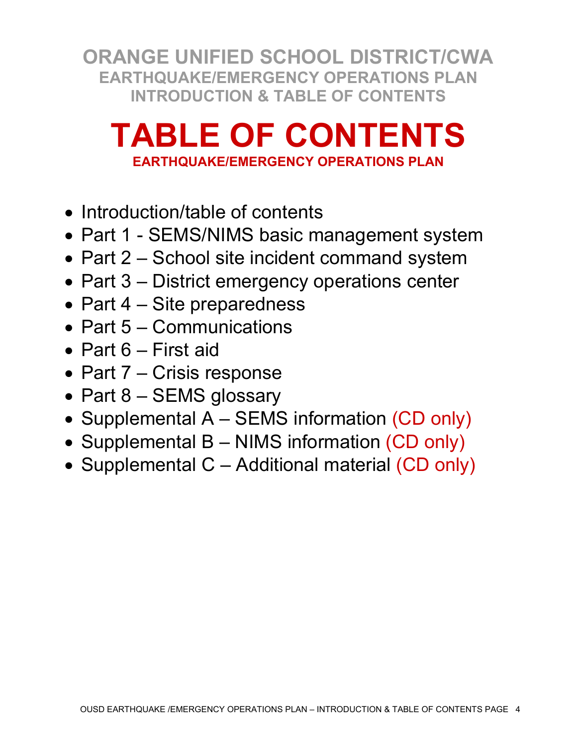# TABLE OF CONTENTS

## EARTHQUAKE/EMERGENCY OPERATIONS PLAN

- Introduction/table of contents
- Part 1 - SEMS/NIMS basic management system
- Part 2 – School site incident command system
- Part 3 – District emergency operations center
- Part 4 – Site preparedness
- Part 5 – Communications
- Part 6 – First aid
- Part 7 – Crisis response
- Part 8 – SEMS glossary
- Supplemental A – SEMS information (CD only)
- Supplemental B – NIMS information (CD only)
- Supplemental C – Additional material (CD only)